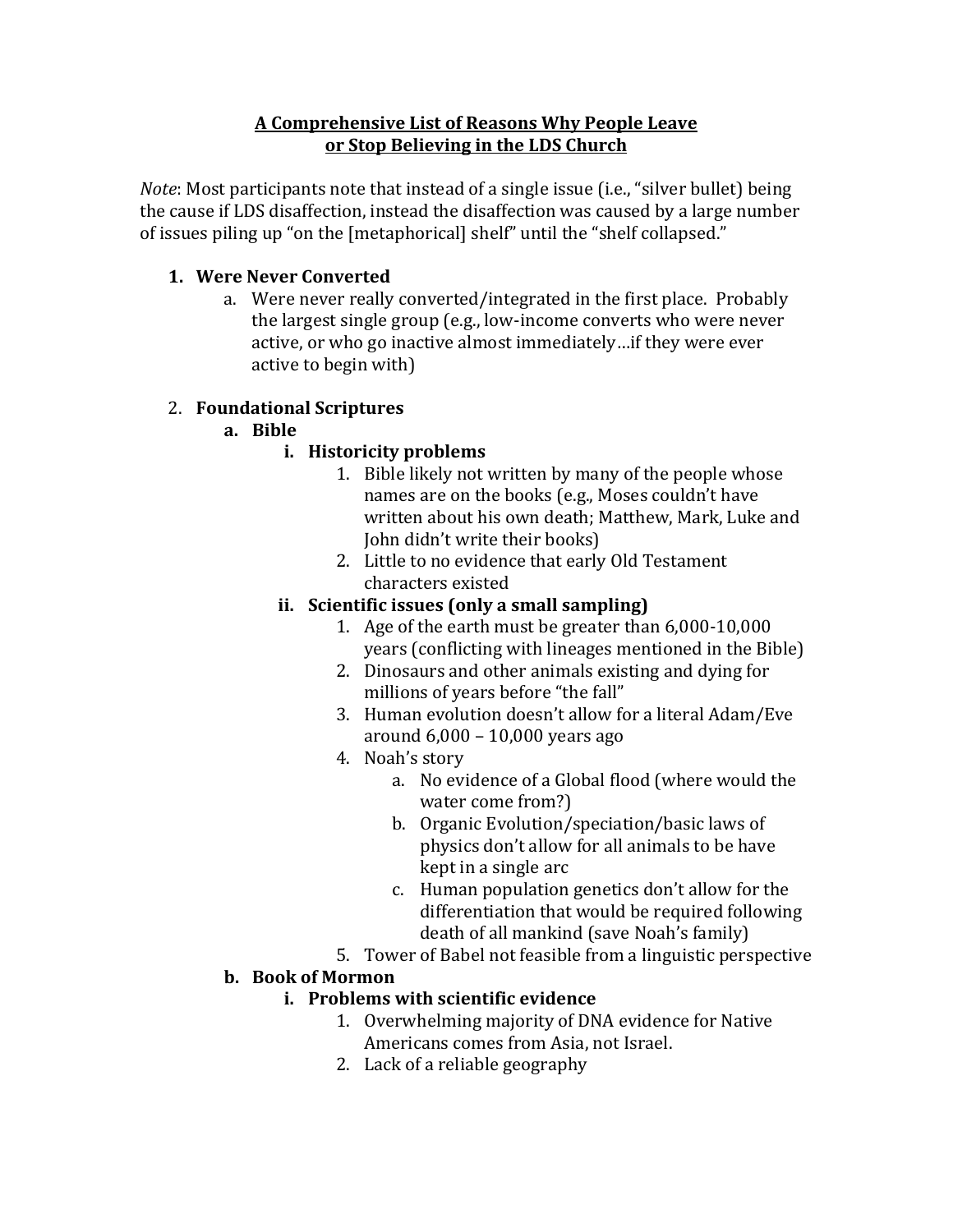**A Comprehensive List of Reasons Why People Leave or Stop Believing in the LDS Church**

*Note*: Most participants note that instead of a single issue (i.e., "silver bullet) being the cause if LDS disaffection, instead the disaffection was caused by a large number of issues piling up "on the [metaphorical] shelf" until the "shelf collapsed."

1. **Were Never Converted**
    a. Were never really converted/integrated in the first place. Probably the largest single group (e.g., low-income converts who were never active, or who go inactive almost immediately…if they were ever active to begin with)

2. **Foundational Scriptures**
    a. **Bible**
        i. **Historicity problems**
            1. Bible likely not written by many of the people whose names are on the books (e.g., Moses couldn't have written about his own death; Matthew, Mark, Luke and John didn't write their books)
            2. Little to no evidence that early Old Testament characters existed
        ii. **Scientific issues (only a small sampling)**
            1. Age of the earth must be greater than 6,000-10,000 years (conflicting with lineages mentioned in the Bible)
            2. Dinosaurs and other animals existing and dying for millions of years before "the fall"
            3. Human evolution doesn't allow for a literal Adam/Eve around 6,000 – 10,000 years ago
            4. Noah's story
                a. No evidence of a Global flood (where would the water come from?)
                b. Organic Evolution/speciation/basic laws of physics don't allow for all animals to be have kept in a single arc
                c. Human population genetics don't allow for the differentiation that would be required following death of all mankind (save Noah's family)
            5. Tower of Babel not feasible from a linguistic perspective
    b. **Book of Mormon**
        i. **Problems with scientific evidence**
            1. Overwhelming majority of DNA evidence for Native Americans comes from Asia, not Israel.
            2. Lack of a reliable geography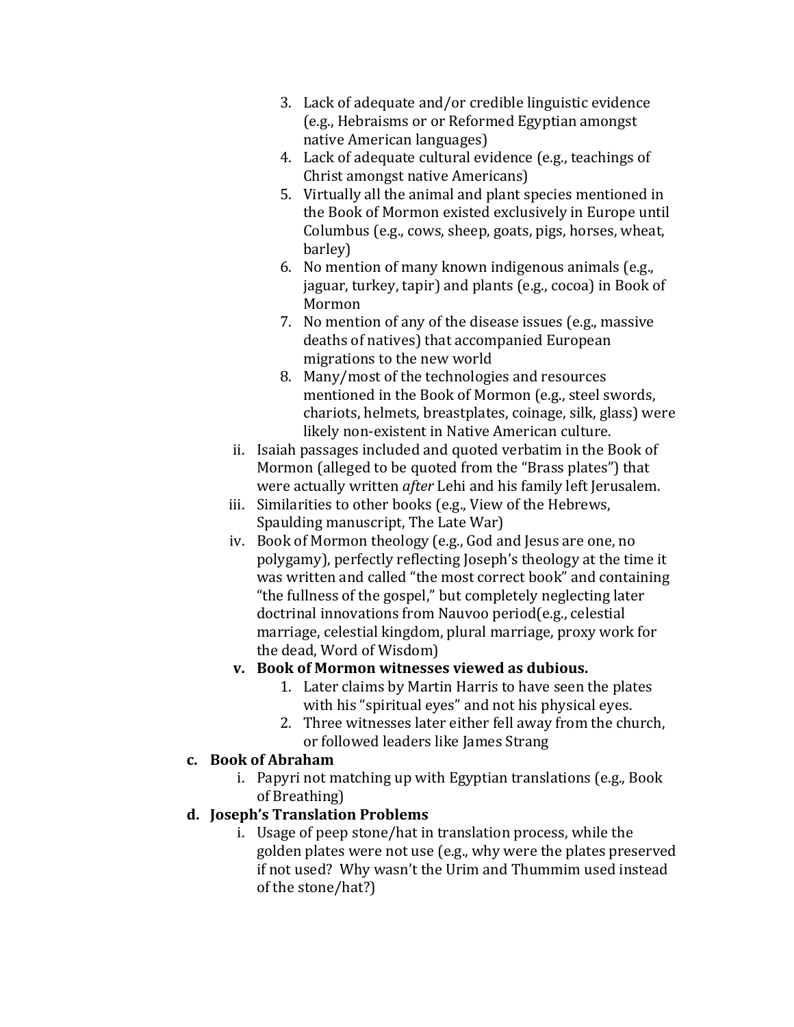3. Lack of adequate and/or credible linguistic evidence (e.g., Hebraisms or or Reformed Egyptian amongst native American languages)
4. Lack of adequate cultural evidence (e.g., teachings of Christ amongst native Americans)
5. Virtually all the animal and plant species mentioned in the Book of Mormon existed exclusively in Europe until Columbus (e.g., cows, sheep, goats, pigs, horses, wheat, barley)
6. No mention of many known indigenous animals (e.g., jaguar, turkey, tapir) and plants (e.g., cocoa) in Book of Mormon
7. No mention of any of the disease issues (e.g., massive deaths of natives) that accompanied European migrations to the new world
8. Many/most of the technologies and resources mentioned in the Book of Mormon (e.g., steel swords, chariots, helmets, breastplates, coinage, silk, glass) were likely non-existent in Native American culture.

ii. Isaiah passages included and quoted verbatim in the Book of Mormon (alleged to be quoted from the "Brass plates") that were actually written *after* Lehi and his family left Jerusalem.

iii. Similarities to other books (e.g., View of the Hebrews, Spaulding manuscript, The Late War)

iv. Book of Mormon theology (e.g., God and Jesus are one, no polygamy), perfectly reflecting Joseph's theology at the time it was written and called "the most correct book" and containing "the fullness of the gospel," but completely neglecting later doctrinal innovations from Nauvoo period(e.g., celestial marriage, celestial kingdom, plural marriage, proxy work for the dead, Word of Wisdom)

**v. Book of Mormon witnesses viewed as dubious.**

1. Later claims by Martin Harris to have seen the plates with his "spiritual eyes" and not his physical eyes.
2. Three witnesses later either fell away from the church, or followed leaders like James Strang

**c. Book of Abraham**

i. Papyri not matching up with Egyptian translations (e.g., Book of Breathing)

**d. Joseph's Translation Problems**

i. Usage of peep stone/hat in translation process, while the golden plates were not use (e.g., why were the plates preserved if not used? Why wasn't the Urim and Thummim used instead of the stone/hat?)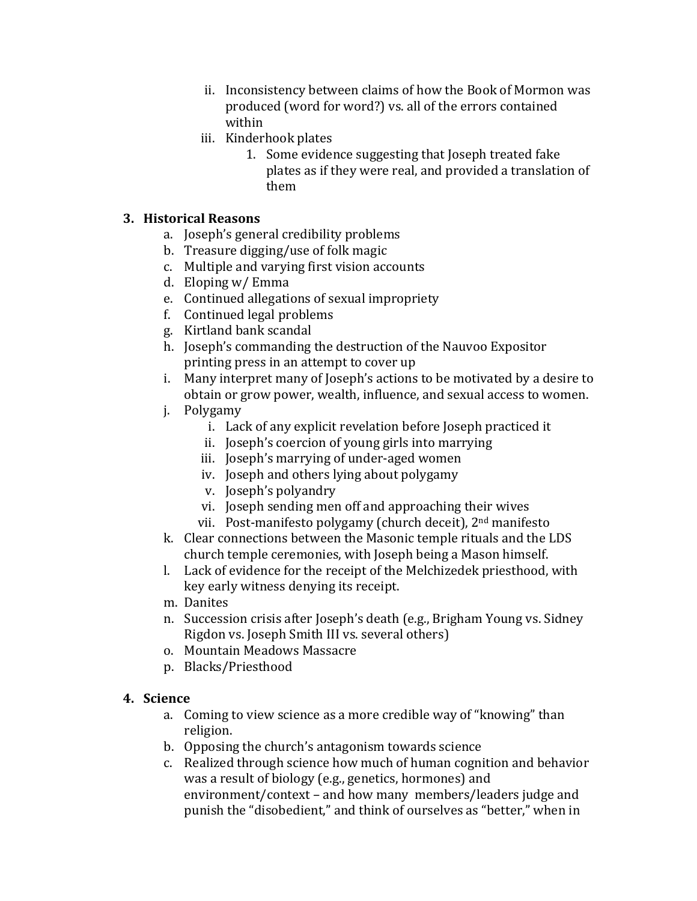ii. Inconsistency between claims of how the Book of Mormon was produced (word for word?) vs. all of the errors contained within
   iii. Kinderhook plates
      1. Some evidence suggesting that Joseph treated fake plates as if they were real, and provided a translation of them

**3. Historical Reasons**

   a. Joseph's general credibility problems
   b. Treasure digging/use of folk magic
   c. Multiple and varying first vision accounts
   d. Eloping w/ Emma
   e. Continued allegations of sexual impropriety
   f. Continued legal problems
   g. Kirtland bank scandal
   h. Joseph's commanding the destruction of the Nauvoo Expositor printing press in an attempt to cover up
   i. Many interpret many of Joseph's actions to be motivated by a desire to obtain or grow power, wealth, influence, and sexual access to women.
   j. Polygamy
      i. Lack of any explicit revelation before Joseph practiced it
      ii. Joseph's coercion of young girls into marrying
      iii. Joseph's marrying of under-aged women
      iv. Joseph and others lying about polygamy
      v. Joseph's polyandry
      vi. Joseph sending men off and approaching their wives
      vii. Post-manifesto polygamy (church deceit), 2nd manifesto
   k. Clear connections between the Masonic temple rituals and the LDS church temple ceremonies, with Joseph being a Mason himself.
   l. Lack of evidence for the receipt of the Melchizedek priesthood, with key early witness denying its receipt.
   m. Danites
   n. Succession crisis after Joseph's death (e.g., Brigham Young vs. Sidney Rigdon vs. Joseph Smith III vs. several others)
   o. Mountain Meadows Massacre
   p. Blacks/Priesthood

**4. Science**

   a. Coming to view science as a more credible way of "knowing" than religion.
   b. Opposing the church's antagonism towards science
   c. Realized through science how much of human cognition and behavior was a result of biology (e.g., genetics, hormones) and environment/context – and how many members/leaders judge and punish the "disobedient," and think of ourselves as "better," when in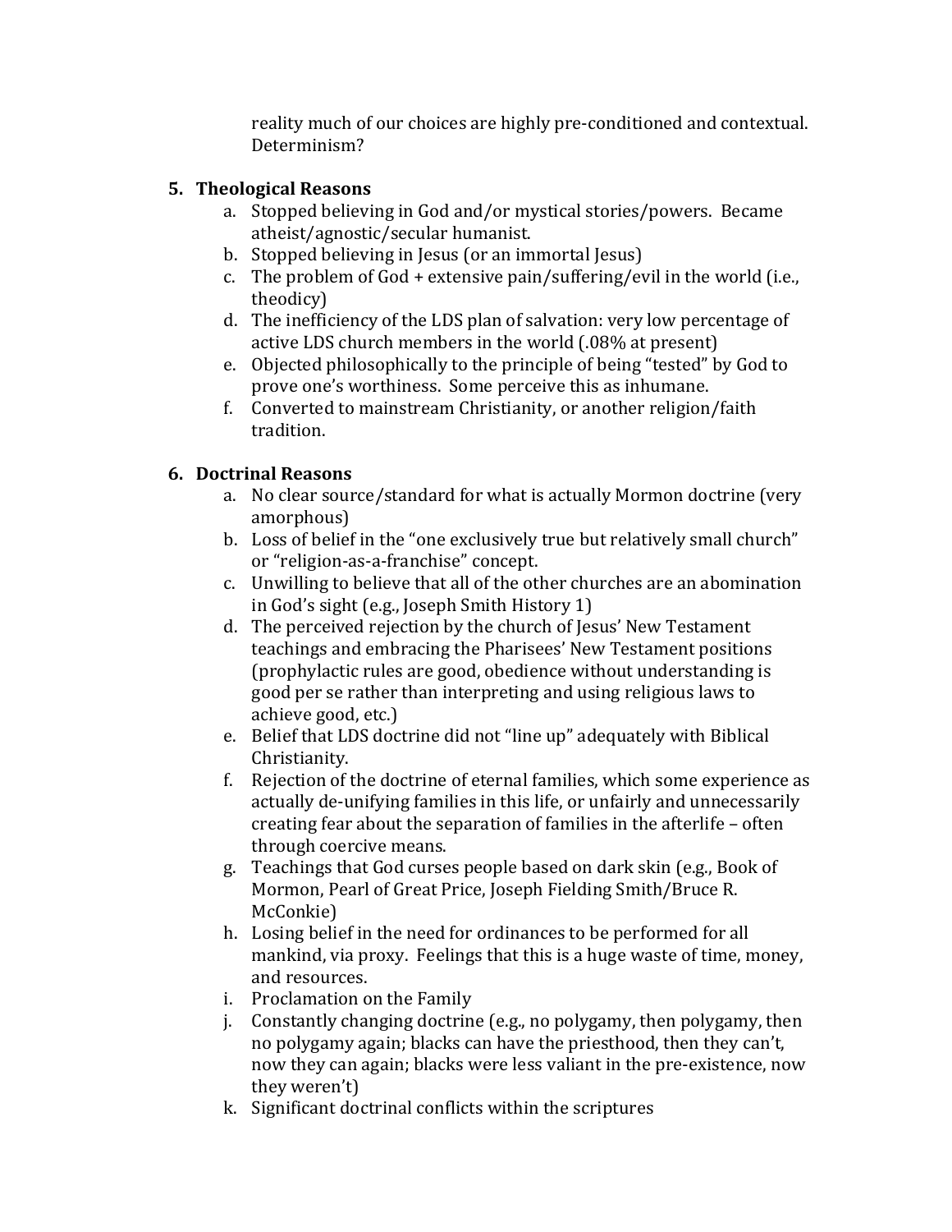reality much of our choices are highly pre-conditioned and contextual. Determinism?

5. **Theological Reasons**
    a. Stopped believing in God and/or mystical stories/powers. Became atheist/agnostic/secular humanist.
    b. Stopped believing in Jesus (or an immortal Jesus)
    c. The problem of God + extensive pain/suffering/evil in the world (i.e., theodicy)
    d. The inefficiency of the LDS plan of salvation: very low percentage of active LDS church members in the world (.08% at present)
    e. Objected philosophically to the principle of being "tested" by God to prove one's worthiness. Some perceive this as inhumane.
    f. Converted to mainstream Christianity, or another religion/faith tradition.

6. **Doctrinal Reasons**
    a. No clear source/standard for what is actually Mormon doctrine (very amorphous)
    b. Loss of belief in the "one exclusively true but relatively small church" or "religion-as-a-franchise" concept.
    c. Unwilling to believe that all of the other churches are an abomination in God's sight (e.g., Joseph Smith History 1)
    d. The perceived rejection by the church of Jesus' New Testament teachings and embracing the Pharisees' New Testament positions (prophylactic rules are good, obedience without understanding is good per se rather than interpreting and using religious laws to achieve good, etc.)
    e. Belief that LDS doctrine did not "line up" adequately with Biblical Christianity.
    f. Rejection of the doctrine of eternal families, which some experience as actually de-unifying families in this life, or unfairly and unnecessarily creating fear about the separation of families in the afterlife – often through coercive means.
    g. Teachings that God curses people based on dark skin (e.g., Book of Mormon, Pearl of Great Price, Joseph Fielding Smith/Bruce R. McConkie)
    h. Losing belief in the need for ordinances to be performed for all mankind, via proxy. Feelings that this is a huge waste of time, money, and resources.
    i. Proclamation on the Family
    j. Constantly changing doctrine (e.g., no polygamy, then polygamy, then no polygamy again; blacks can have the priesthood, then they can't, now they can again; blacks were less valiant in the pre-existence, now they weren't)
    k. Significant doctrinal conflicts within the scriptures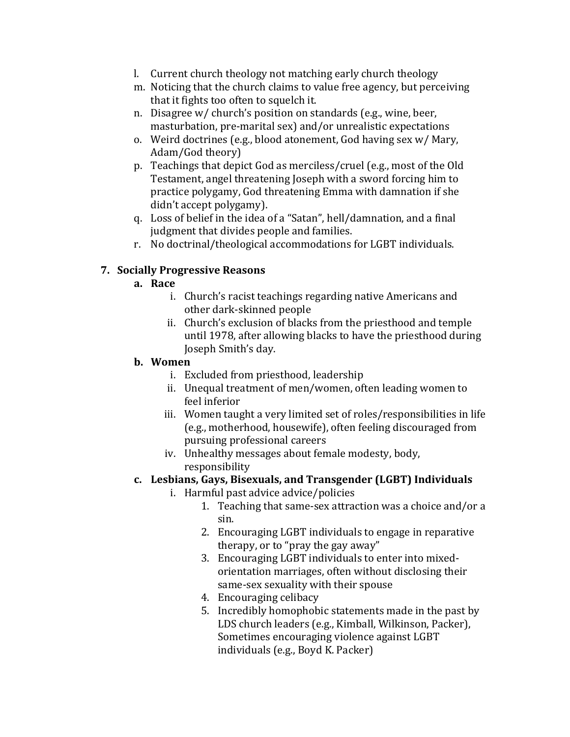l. Current church theology not matching early church theology
m. Noticing that the church claims to value free agency, but perceiving that it fights too often to squelch it.
n. Disagree w/ church's position on standards (e.g., wine, beer, masturbation, pre-marital sex) and/or unrealistic expectations
o. Weird doctrines (e.g., blood atonement, God having sex w/ Mary, Adam/God theory)
p. Teachings that depict God as merciless/cruel (e.g., most of the Old Testament, angel threatening Joseph with a sword forcing him to practice polygamy, God threatening Emma with damnation if she didn't accept polygamy).
q. Loss of belief in the idea of a "Satan", hell/damnation, and a final judgment that divides people and families.
r. No doctrinal/theological accommodations for LGBT individuals.

7. **Socially Progressive Reasons**
   a. **Race**
      i. Church's racist teachings regarding native Americans and other dark-skinned people
      ii. Church's exclusion of blacks from the priesthood and temple until 1978, after allowing blacks to have the priesthood during Joseph Smith's day.
   b. **Women**
      i. Excluded from priesthood, leadership
      ii. Unequal treatment of men/women, often leading women to feel inferior
      iii. Women taught a very limited set of roles/responsibilities in life (e.g., motherhood, housewife), often feeling discouraged from pursuing professional careers
      iv. Unhealthy messages about female modesty, body, responsibility
   c. **Lesbians, Gays, Bisexuals, and Transgender (LGBT) Individuals**
      i. Harmful past advice advice/policies
         1. Teaching that same-sex attraction was a choice and/or a sin.
         2. Encouraging LGBT individuals to engage in reparative therapy, or to "pray the gay away"
         3. Encouraging LGBT individuals to enter into mixed-orientation marriages, often without disclosing their same-sex sexuality with their spouse
         4. Encouraging celibacy
         5. Incredibly homophobic statements made in the past by LDS church leaders (e.g., Kimball, Wilkinson, Packer), Sometimes encouraging violence against LGBT individuals (e.g., Boyd K. Packer)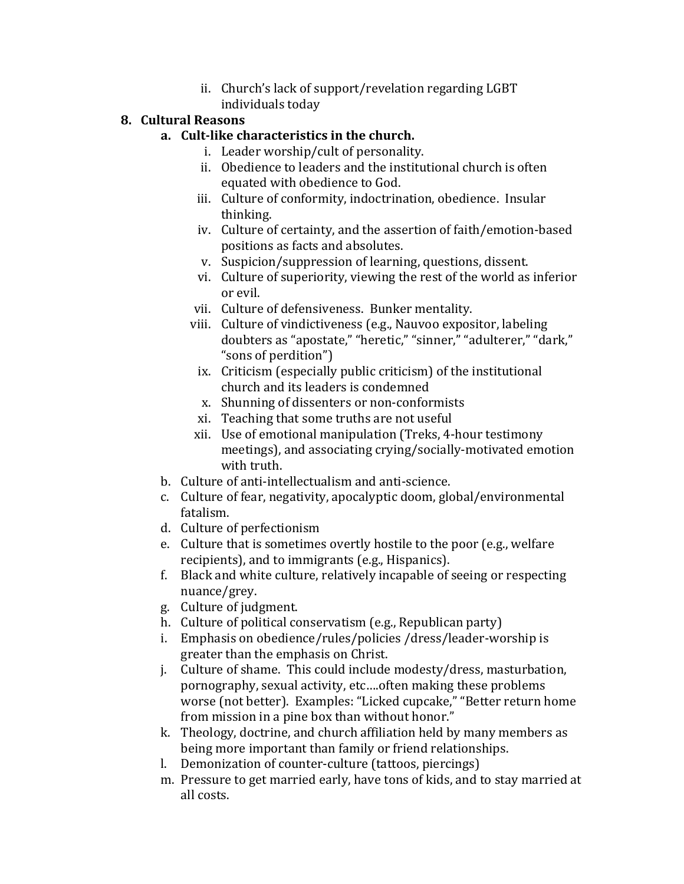ii. Church's lack of support/revelation regarding LGBT individuals today

**8. Cultural Reasons**

   **a. Cult-like characteristics in the church.**

      i. Leader worship/cult of personality.
      ii. Obedience to leaders and the institutional church is often equated with obedience to God.
      iii. Culture of conformity, indoctrination, obedience. Insular thinking.
      iv. Culture of certainty, and the assertion of faith/emotion-based positions as facts and absolutes.
      v. Suspicion/suppression of learning, questions, dissent.
      vi. Culture of superiority, viewing the rest of the world as inferior or evil.
      vii. Culture of defensiveness. Bunker mentality.
      viii. Culture of vindictiveness (e.g., Nauvoo expositor, labeling doubters as "apostate," "heretic," "sinner," "adulterer," "dark," "sons of perdition")
      ix. Criticism (especially public criticism) of the institutional church and its leaders is condemned
      x. Shunning of dissenters or non-conformists
      xi. Teaching that some truths are not useful
      xii. Use of emotional manipulation (Treks, 4-hour testimony meetings), and associating crying/socially-motivated emotion with truth.

   b. Culture of anti-intellectualism and anti-science.

   c. Culture of fear, negativity, apocalyptic doom, global/environmental fatalism.

   d. Culture of perfectionism

   e. Culture that is sometimes overtly hostile to the poor (e.g., welfare recipients), and to immigrants (e.g., Hispanics).

   f. Black and white culture, relatively incapable of seeing or respecting nuance/grey.

   g. Culture of judgment.

   h. Culture of political conservatism (e.g., Republican party)

   i. Emphasis on obedience/rules/policies /dress/leader-worship is greater than the emphasis on Christ.

   j. Culture of shame. This could include modesty/dress, masturbation, pornography, sexual activity, etc….often making these problems worse (not better). Examples: "Licked cupcake," "Better return home from mission in a pine box than without honor."

   k. Theology, doctrine, and church affiliation held by many members as being more important than family or friend relationships.

   l. Demonization of counter-culture (tattoos, piercings)

   m. Pressure to get married early, have tons of kids, and to stay married at all costs.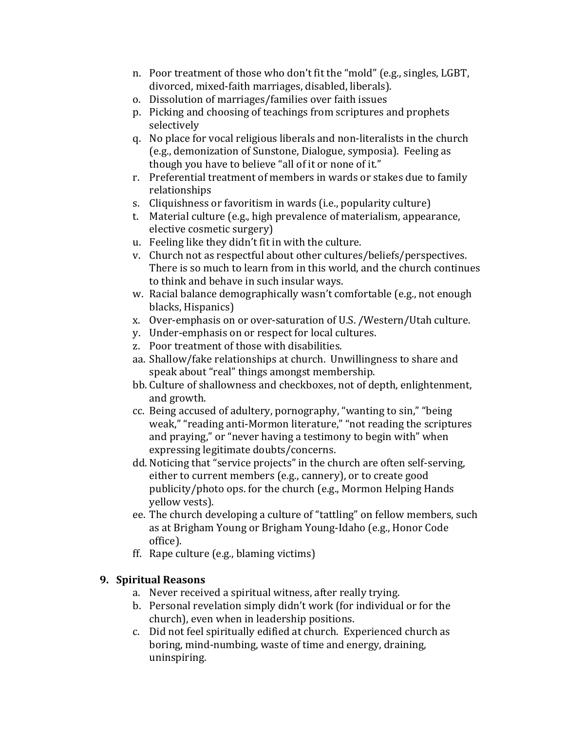n. Poor treatment of those who don't fit the "mold" (e.g., singles, LGBT, divorced, mixed-faith marriages, disabled, liberals).
o. Dissolution of marriages/families over faith issues
p. Picking and choosing of teachings from scriptures and prophets selectively
q. No place for vocal religious liberals and non-literalists in the church (e.g., demonization of Sunstone, Dialogue, symposia). Feeling as though you have to believe "all of it or none of it."
r. Preferential treatment of members in wards or stakes due to family relationships
s. Cliquishness or favoritism in wards (i.e., popularity culture)
t. Material culture (e.g., high prevalence of materialism, appearance, elective cosmetic surgery)
u. Feeling like they didn't fit in with the culture.
v. Church not as respectful about other cultures/beliefs/perspectives. There is so much to learn from in this world, and the church continues to think and behave in such insular ways.
w. Racial balance demographically wasn't comfortable (e.g., not enough blacks, Hispanics)
x. Over-emphasis on or over-saturation of U.S. /Western/Utah culture.
y. Under-emphasis on or respect for local cultures.
z. Poor treatment of those with disabilities.
aa. Shallow/fake relationships at church. Unwillingness to share and speak about "real" things amongst membership.
bb. Culture of shallowness and checkboxes, not of depth, enlightenment, and growth.
cc. Being accused of adultery, pornography, "wanting to sin," "being weak," "reading anti-Mormon literature," "not reading the scriptures and praying," or "never having a testimony to begin with" when expressing legitimate doubts/concerns.
dd. Noticing that "service projects" in the church are often self-serving, either to current members (e.g., cannery), or to create good publicity/photo ops. for the church (e.g., Mormon Helping Hands yellow vests).
ee. The church developing a culture of "tattling" on fellow members, such as at Brigham Young or Brigham Young-Idaho (e.g., Honor Code office).
ff. Rape culture (e.g., blaming victims)

**9. Spiritual Reasons**

a. Never received a spiritual witness, after really trying.
b. Personal revelation simply didn't work (for individual or for the church), even when in leadership positions.
c. Did not feel spiritually edified at church. Experienced church as boring, mind-numbing, waste of time and energy, draining, uninspiring.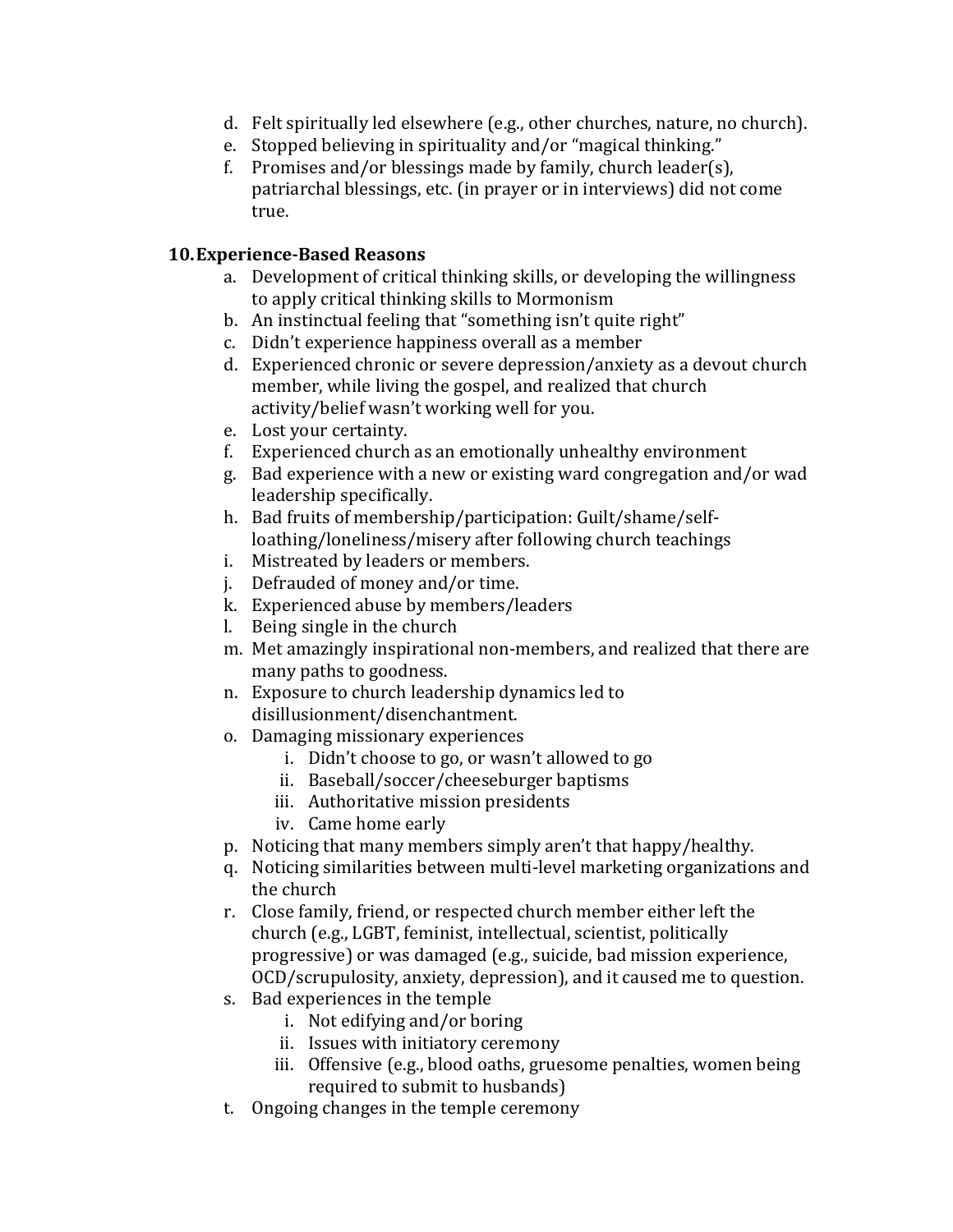d. Felt spiritually led elsewhere (e.g., other churches, nature, no church).
e. Stopped believing in spirituality and/or "magical thinking."
f. Promises and/or blessings made by family, church leader(s), patriarchal blessings, etc. (in prayer or in interviews) did not come true.

**10. Experience-Based Reasons**

a. Development of critical thinking skills, or developing the willingness to apply critical thinking skills to Mormonism
b. An instinctual feeling that "something isn't quite right"
c. Didn't experience happiness overall as a member
d. Experienced chronic or severe depression/anxiety as a devout church member, while living the gospel, and realized that church activity/belief wasn't working well for you.
e. Lost your certainty.
f. Experienced church as an emotionally unhealthy environment
g. Bad experience with a new or existing ward congregation and/or wad leadership specifically.
h. Bad fruits of membership/participation: Guilt/shame/self-loathing/loneliness/misery after following church teachings
i. Mistreated by leaders or members.
j. Defrauded of money and/or time.
k. Experienced abuse by members/leaders
l. Being single in the church
m. Met amazingly inspirational non-members, and realized that there are many paths to goodness.
n. Exposure to church leadership dynamics led to disillusionment/disenchantment.
o. Damaging missionary experiences
    i. Didn't choose to go, or wasn't allowed to go
    ii. Baseball/soccer/cheeseburger baptisms
    iii. Authoritative mission presidents
    iv. Came home early
p. Noticing that many members simply aren't that happy/healthy.
q. Noticing similarities between multi-level marketing organizations and the church
r. Close family, friend, or respected church member either left the church (e.g., LGBT, feminist, intellectual, scientist, politically progressive) or was damaged (e.g., suicide, bad mission experience, OCD/scrupulosity, anxiety, depression), and it caused me to question.
s. Bad experiences in the temple
    i. Not edifying and/or boring
    ii. Issues with initiatory ceremony
    iii. Offensive (e.g., blood oaths, gruesome penalties, women being required to submit to husbands)
t. Ongoing changes in the temple ceremony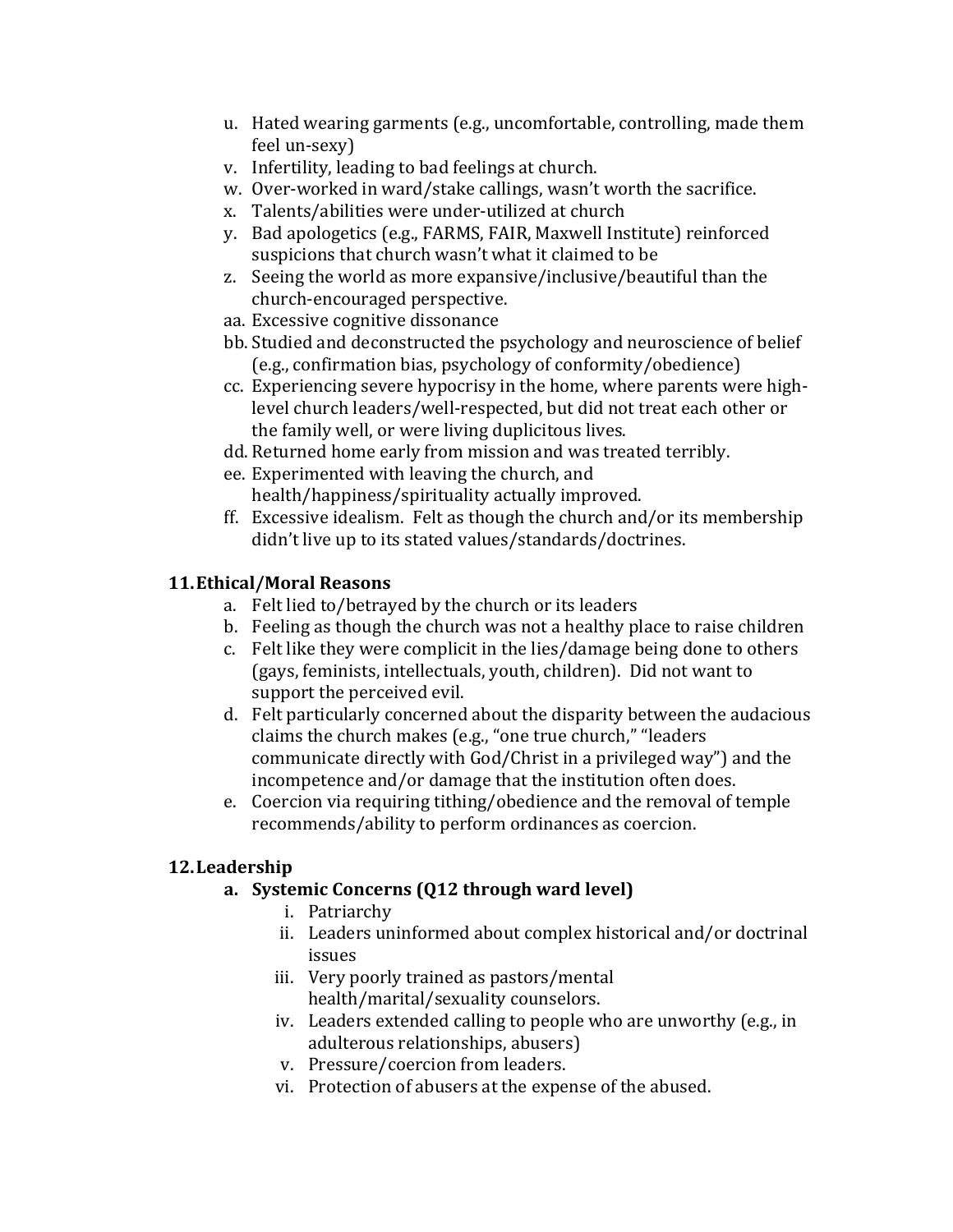u. Hated wearing garments (e.g., uncomfortable, controlling, made them feel un-sexy)
v. Infertility, leading to bad feelings at church.
w. Over-worked in ward/stake callings, wasn't worth the sacrifice.
x. Talents/abilities were under-utilized at church
y. Bad apologetics (e.g., FARMS, FAIR, Maxwell Institute) reinforced suspicions that church wasn't what it claimed to be
z. Seeing the world as more expansive/inclusive/beautiful than the church-encouraged perspective.
aa. Excessive cognitive dissonance
bb. Studied and deconstructed the psychology and neuroscience of belief (e.g., confirmation bias, psychology of conformity/obedience)
cc. Experiencing severe hypocrisy in the home, where parents were high-level church leaders/well-respected, but did not treat each other or the family well, or were living duplicitous lives.
dd. Returned home early from mission and was treated terribly.
ee. Experimented with leaving the church, and health/happiness/spirituality actually improved.
ff. Excessive idealism. Felt as though the church and/or its membership didn't live up to its stated values/standards/doctrines.

## 11. Ethical/Moral Reasons

a. Felt lied to/betrayed by the church or its leaders
b. Feeling as though the church was not a healthy place to raise children
c. Felt like they were complicit in the lies/damage being done to others (gays, feminists, intellectuals, youth, children). Did not want to support the perceived evil.
d. Felt particularly concerned about the disparity between the audacious claims the church makes (e.g., "one true church," "leaders communicate directly with God/Christ in a privileged way") and the incompetence and/or damage that the institution often does.
e. Coercion via requiring tithing/obedience and the removal of temple recommends/ability to perform ordinances as coercion.

## 12. Leadership

### a. Systemic Concerns (Q12 through ward level)

i. Patriarchy
ii. Leaders uninformed about complex historical and/or doctrinal issues
iii. Very poorly trained as pastors/mental health/marital/sexuality counselors.
iv. Leaders extended calling to people who are unworthy (e.g., in adulterous relationships, abusers)
v. Pressure/coercion from leaders.
vi. Protection of abusers at the expense of the abused.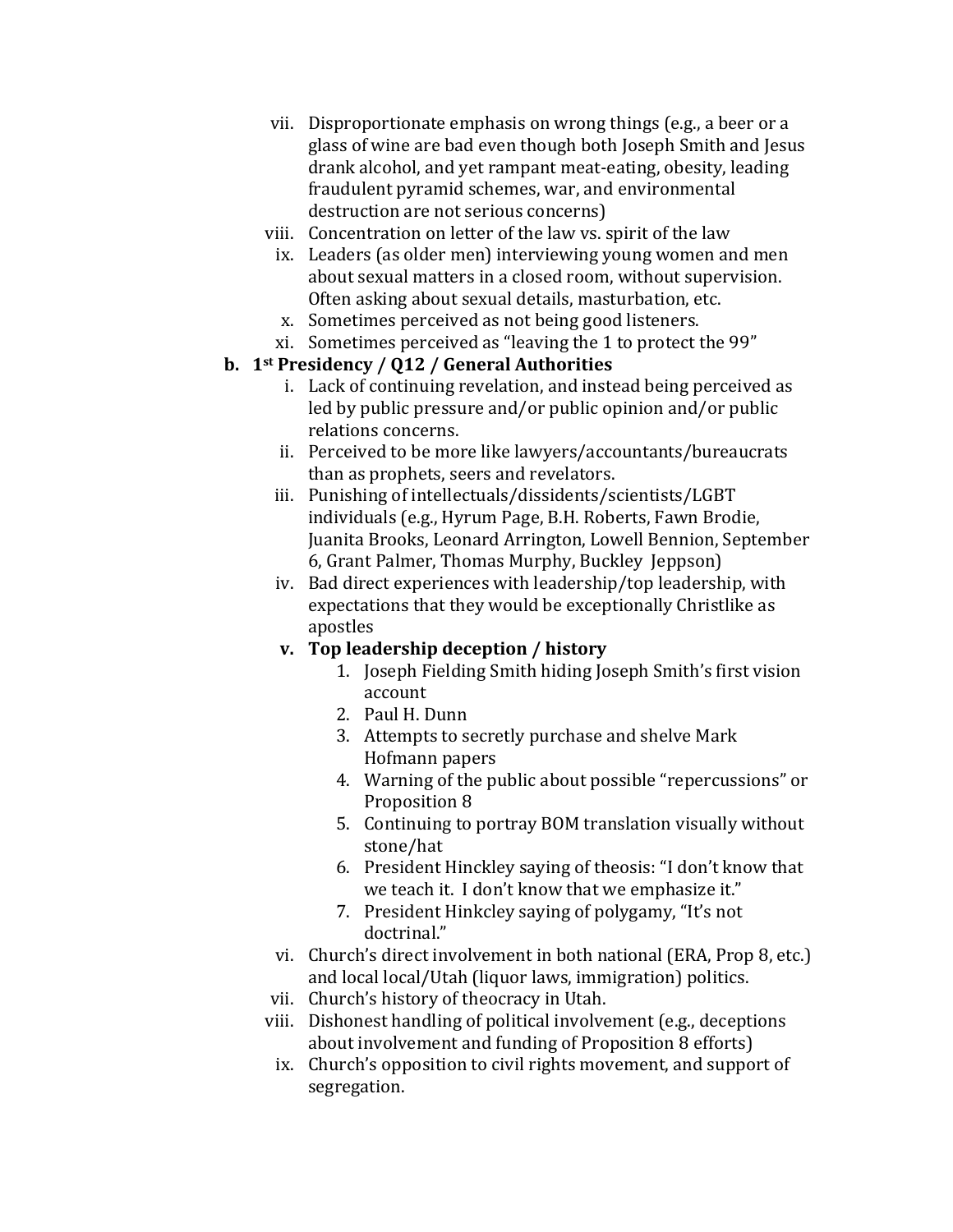vii. Disproportionate emphasis on wrong things (e.g., a beer or a glass of wine are bad even though both Joseph Smith and Jesus drank alcohol, and yet rampant meat-eating, obesity, leading fraudulent pyramid schemes, war, and environmental destruction are not serious concerns)

viii. Concentration on letter of the law vs. spirit of the law

ix. Leaders (as older men) interviewing young women and men about sexual matters in a closed room, without supervision. Often asking about sexual details, masturbation, etc.

x. Sometimes perceived as not being good listeners.

xi. Sometimes perceived as "leaving the 1 to protect the 99"

**b. 1st Presidency / Q12 / General Authorities**

i. Lack of continuing revelation, and instead being perceived as led by public pressure and/or public opinion and/or public relations concerns.

ii. Perceived to be more like lawyers/accountants/bureaucrats than as prophets, seers and revelators.

iii. Punishing of intellectuals/dissidents/scientists/LGBT individuals (e.g., Hyrum Page, B.H. Roberts, Fawn Brodie, Juanita Brooks, Leonard Arrington, Lowell Bennion, September 6, Grant Palmer, Thomas Murphy, Buckley Jeppson)

iv. Bad direct experiences with leadership/top leadership, with expectations that they would be exceptionally Christlike as apostles

**v. Top leadership deception / history**

1. Joseph Fielding Smith hiding Joseph Smith's first vision account
2. Paul H. Dunn
3. Attempts to secretly purchase and shelve Mark Hofmann papers
4. Warning of the public about possible "repercussions" or Proposition 8
5. Continuing to portray BOM translation visually without stone/hat
6. President Hinckley saying of theosis: "I don't know that we teach it. I don't know that we emphasize it."
7. President Hinkcley saying of polygamy, "It's not doctrinal."

vi. Church's direct involvement in both national (ERA, Prop 8, etc.) and local local/Utah (liquor laws, immigration) politics.

vii. Church's history of theocracy in Utah.

viii. Dishonest handling of political involvement (e.g., deceptions about involvement and funding of Proposition 8 efforts)

ix. Church's opposition to civil rights movement, and support of segregation.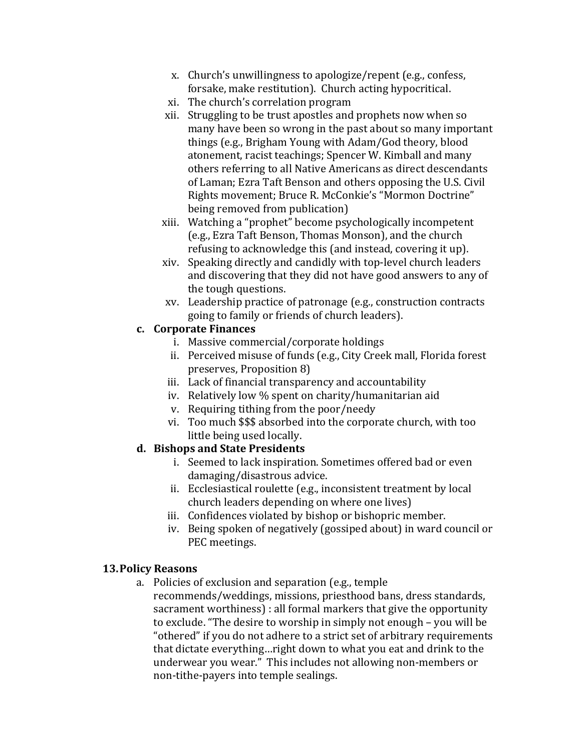x. Church's unwillingness to apologize/repent (e.g., confess, forsake, make restitution). Church acting hypocritical.
xi. The church's correlation program
xii. Struggling to be trust apostles and prophets now when so many have been so wrong in the past about so many important things (e.g., Brigham Young with Adam/God theory, blood atonement, racist teachings; Spencer W. Kimball and many others referring to all Native Americans as direct descendants of Laman; Ezra Taft Benson and others opposing the U.S. Civil Rights movement; Bruce R. McConkie's "Mormon Doctrine" being removed from publication)
xiii. Watching a "prophet" become psychologically incompetent (e.g., Ezra Taft Benson, Thomas Monson), and the church refusing to acknowledge this (and instead, covering it up).
xiv. Speaking directly and candidly with top-level church leaders and discovering that they did not have good answers to any of the tough questions.
xv. Leadership practice of patronage (e.g., construction contracts going to family or friends of church leaders).

**c. Corporate Finances**

i. Massive commercial/corporate holdings
ii. Perceived misuse of funds (e.g., City Creek mall, Florida forest preserves, Proposition 8)
iii. Lack of financial transparency and accountability
iv. Relatively low % spent on charity/humanitarian aid
v. Requiring tithing from the poor/needy
vi. Too much $$$ absorbed into the corporate church, with too little being used locally.

**d. Bishops and State Presidents**

i. Seemed to lack inspiration. Sometimes offered bad or even damaging/disastrous advice.
ii. Ecclesiastical roulette (e.g., inconsistent treatment by local church leaders depending on where one lives)
iii. Confidences violated by bishop or bishopric member.
iv. Being spoken of negatively (gossiped about) in ward council or PEC meetings.

**13. Policy Reasons**

a. Policies of exclusion and separation (e.g., temple recommends/weddings, missions, priesthood bans, dress standards, sacrament worthiness) : all formal markers that give the opportunity to exclude. "The desire to worship in simply not enough – you will be "othered" if you do not adhere to a strict set of arbitrary requirements that dictate everything…right down to what you eat and drink to the underwear you wear." This includes not allowing non-members or non-tithe-payers into temple sealings.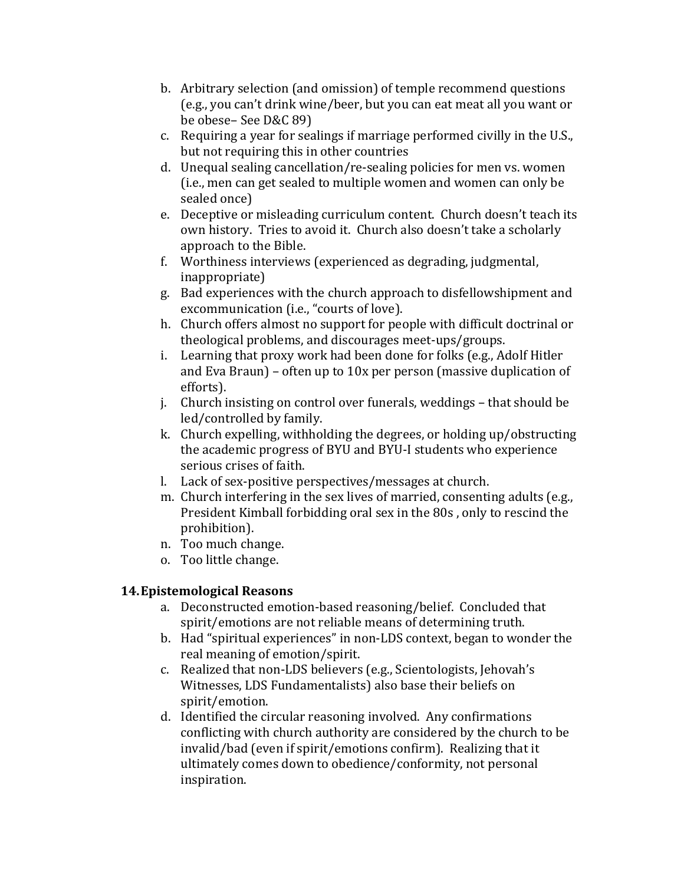b. Arbitrary selection (and omission) of temple recommend questions (e.g., you can't drink wine/beer, but you can eat meat all you want or be obese– See D&C 89)
c. Requiring a year for sealings if marriage performed civilly in the U.S., but not requiring this in other countries
d. Unequal sealing cancellation/re-sealing policies for men vs. women (i.e., men can get sealed to multiple women and women can only be sealed once)
e. Deceptive or misleading curriculum content. Church doesn't teach its own history. Tries to avoid it. Church also doesn't take a scholarly approach to the Bible.
f. Worthiness interviews (experienced as degrading, judgmental, inappropriate)
g. Bad experiences with the church approach to disfellowshipment and excommunication (i.e., "courts of love).
h. Church offers almost no support for people with difficult doctrinal or theological problems, and discourages meet-ups/groups.
i. Learning that proxy work had been done for folks (e.g., Adolf Hitler and Eva Braun) – often up to 10x per person (massive duplication of efforts).
j. Church insisting on control over funerals, weddings – that should be led/controlled by family.
k. Church expelling, withholding the degrees, or holding up/obstructing the academic progress of BYU and BYU-I students who experience serious crises of faith.
l. Lack of sex-positive perspectives/messages at church.
m. Church interfering in the sex lives of married, consenting adults (e.g., President Kimball forbidding oral sex in the 80s , only to rescind the prohibition).
n. Too much change.
o. Too little change.

## 14. Epistemological Reasons

a. Deconstructed emotion-based reasoning/belief. Concluded that spirit/emotions are not reliable means of determining truth.
b. Had "spiritual experiences" in non-LDS context, began to wonder the real meaning of emotion/spirit.
c. Realized that non-LDS believers (e.g., Scientologists, Jehovah's Witnesses, LDS Fundamentalists) also base their beliefs on spirit/emotion.
d. Identified the circular reasoning involved. Any confirmations conflicting with church authority are considered by the church to be invalid/bad (even if spirit/emotions confirm). Realizing that it ultimately comes down to obedience/conformity, not personal inspiration.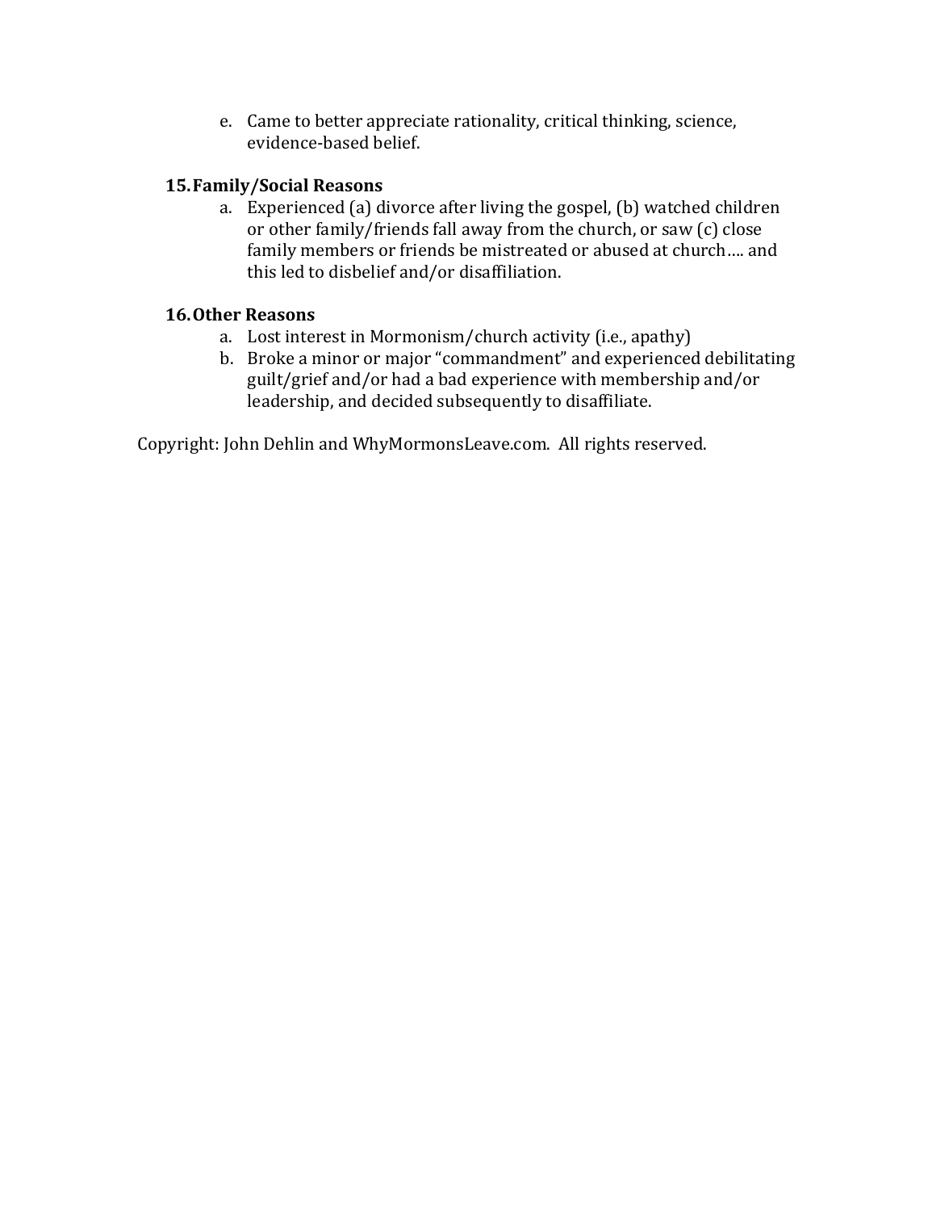e. Came to better appreciate rationality, critical thinking, science, evidence-based belief.

15. **Family/Social Reasons**
    a. Experienced (a) divorce after living the gospel, (b) watched children or other family/friends fall away from the church, or saw (c) close family members or friends be mistreated or abused at church…. and this led to disbelief and/or disaffiliation.

16. **Other Reasons**
    a. Lost interest in Mormonism/church activity (i.e., apathy)
    b. Broke a minor or major "commandment" and experienced debilitating guilt/grief and/or had a bad experience with membership and/or leadership, and decided subsequently to disaffiliate.

Copyright: John Dehlin and WhyMormonsLeave.com. All rights reserved.